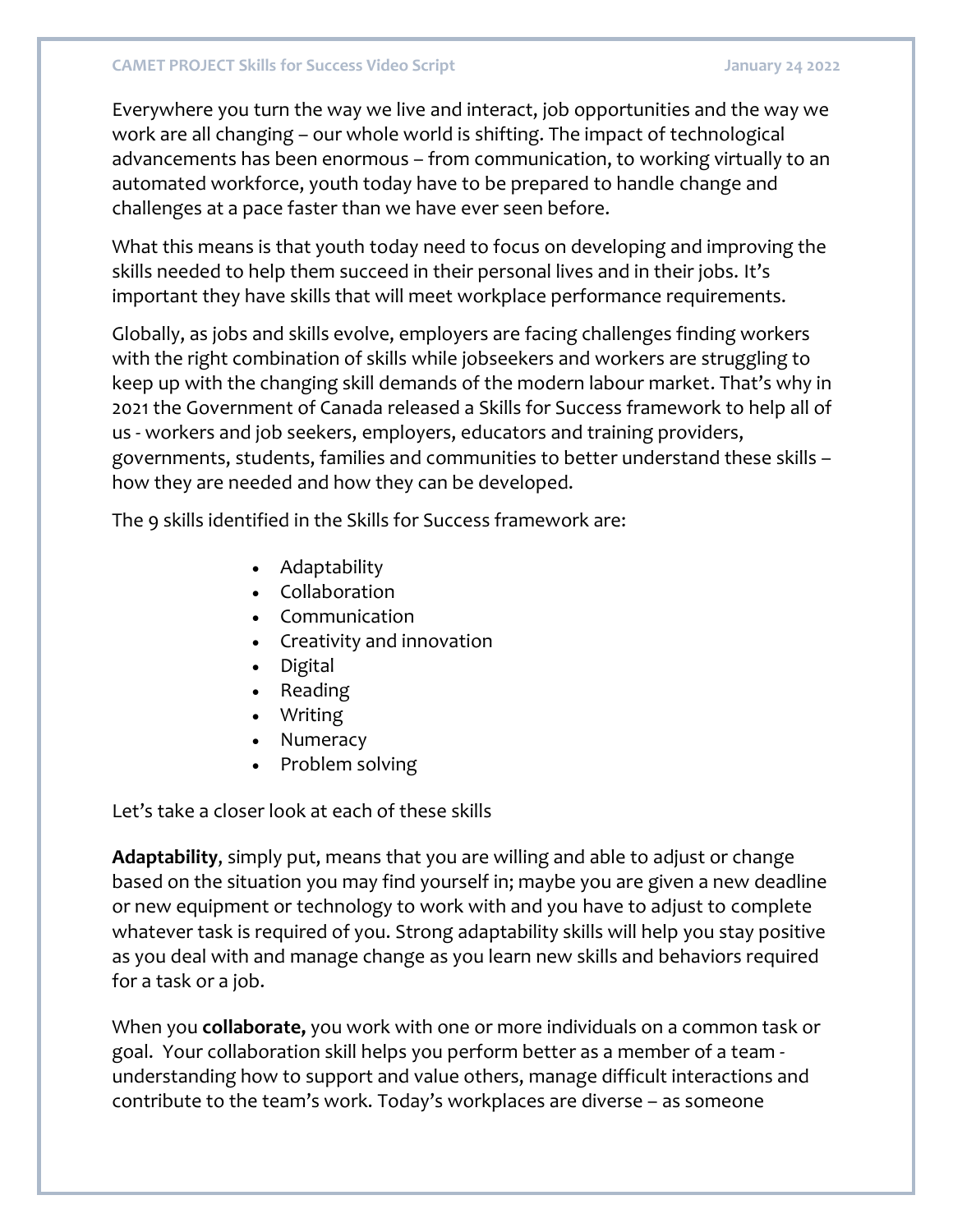Everywhere you turn the way we live and interact, job opportunities and the way we work are all changing – our whole world is shifting. The impact of technological advancements has been enormous – from communication, to working virtually to an automated workforce, youth today have to be prepared to handle change and challenges at a pace faster than we have ever seen before.

What this means is that youth today need to focus on developing and improving the skills needed to help them succeed in their personal lives and in their jobs. It's important they have skills that will meet workplace performance requirements.

Globally, as jobs and skills evolve, employers are facing challenges finding workers with the right combination of skills while jobseekers and workers are struggling to keep up with the changing skill demands of the modern labour market. That's why in 2021 the Government of Canada released a Skills for Success framework to help all of us - workers and job seekers, employers, educators and training providers, governments, students, families and communities to better understand these skills – how they are needed and how they can be developed.

The 9 skills identified in the Skills for Success framework are:

- Adaptability
- Collaboration
- Communication
- Creativity and innovation
- Digital
- Reading
- Writing
- Numeracy
- Problem solving

Let's take a closer look at each of these skills

**Adaptability**, simply put, means that you are willing and able to adjust or change based on the situation you may find yourself in; maybe you are given a new deadline or new equipment or technology to work with and you have to adjust to complete whatever task is required of you. Strong adaptability skills will help you stay positive as you deal with and manage change as you learn new skills and behaviors required for a task or a job.

When you **collaborate,** you work with one or more individuals on a common task or goal. Your collaboration skill helps you perform better as a member of a team - understanding how to support and value others, manage difficult interactions and contribute to the team's work. Today's workplaces are diverse – as someone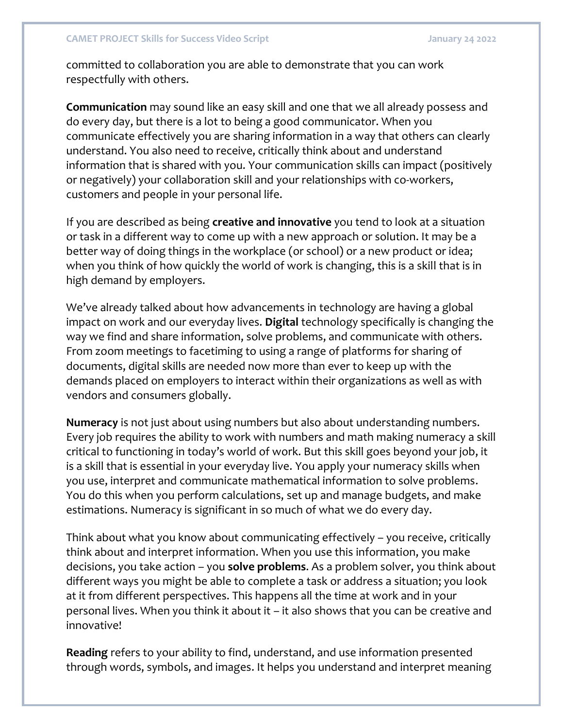committed to collaboration you are able to demonstrate that you can work respectfully with others.

**Communication** may sound like an easy skill and one that we all already possess and do every day, but there is a lot to being a good communicator. When you communicate effectively you are sharing information in a way that others can clearly understand. You also need to receive, critically think about and understand information that is shared with you. Your communication skills can impact (positively or negatively) your collaboration skill and your relationships with co-workers, customers and people in your personal life.

If you are described as being **creative and innovative** you tend to look at a situation or task in a different way to come up with a new approach or solution. It may be a better way of doing things in the workplace (or school) or a new product or idea; when you think of how quickly the world of work is changing, this is a skill that is in high demand by employers.

We've already talked about how advancements in technology are having a global impact on work and our everyday lives. **Digital** technology specifically is changing the way we find and share information, solve problems, and communicate with others. From zoom meetings to facetiming to using a range of platforms for sharing of documents, digital skills are needed now more than ever to keep up with the demands placed on employers to interact within their organizations as well as with vendors and consumers globally.

**Numeracy** is not just about using numbers but also about understanding numbers. Every job requires the ability to work with numbers and math making numeracy a skill critical to functioning in today's world of work. But this skill goes beyond your job, it is a skill that is essential in your everyday live. You apply your numeracy skills when you use, interpret and communicate mathematical information to solve problems. You do this when you perform calculations, set up and manage budgets, and make estimations. Numeracy is significant in so much of what we do every day.

Think about what you know about communicating effectively – you receive, critically think about and interpret information. When you use this information, you make decisions, you take action – you **solve problems**. As a problem solver, you think about different ways you might be able to complete a task or address a situation; you look at it from different perspectives. This happens all the time at work and in your personal lives. When you think it about it – it also shows that you can be creative and innovative!

**Reading** refers to your ability to find, understand, and use information presented through words, symbols, and images. It helps you understand and interpret meaning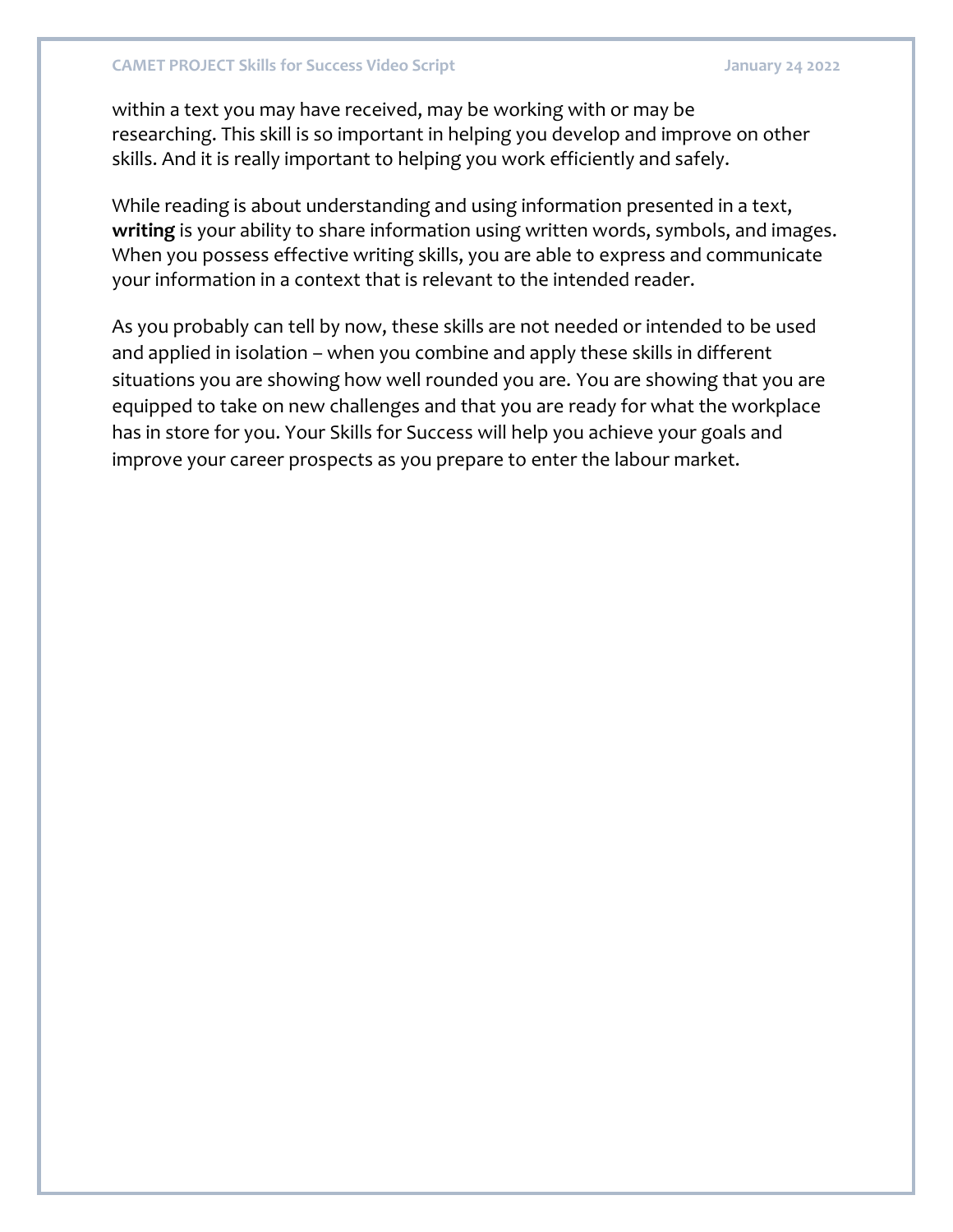within a text you may have received, may be working with or may be researching. This skill is so important in helping you develop and improve on other skills. And it is really important to helping you work efficiently and safely.

While reading is about understanding and using information presented in a text, **writing** is your ability to share information using written words, symbols, and images. When you possess effective writing skills, you are able to express and communicate your information in a context that is relevant to the intended reader.

As you probably can tell by now, these skills are not needed or intended to be used and applied in isolation – when you combine and apply these skills in different situations you are showing how well rounded you are. You are showing that you are equipped to take on new challenges and that you are ready for what the workplace has in store for you. Your Skills for Success will help you achieve your goals and improve your career prospects as you prepare to enter the labour market.